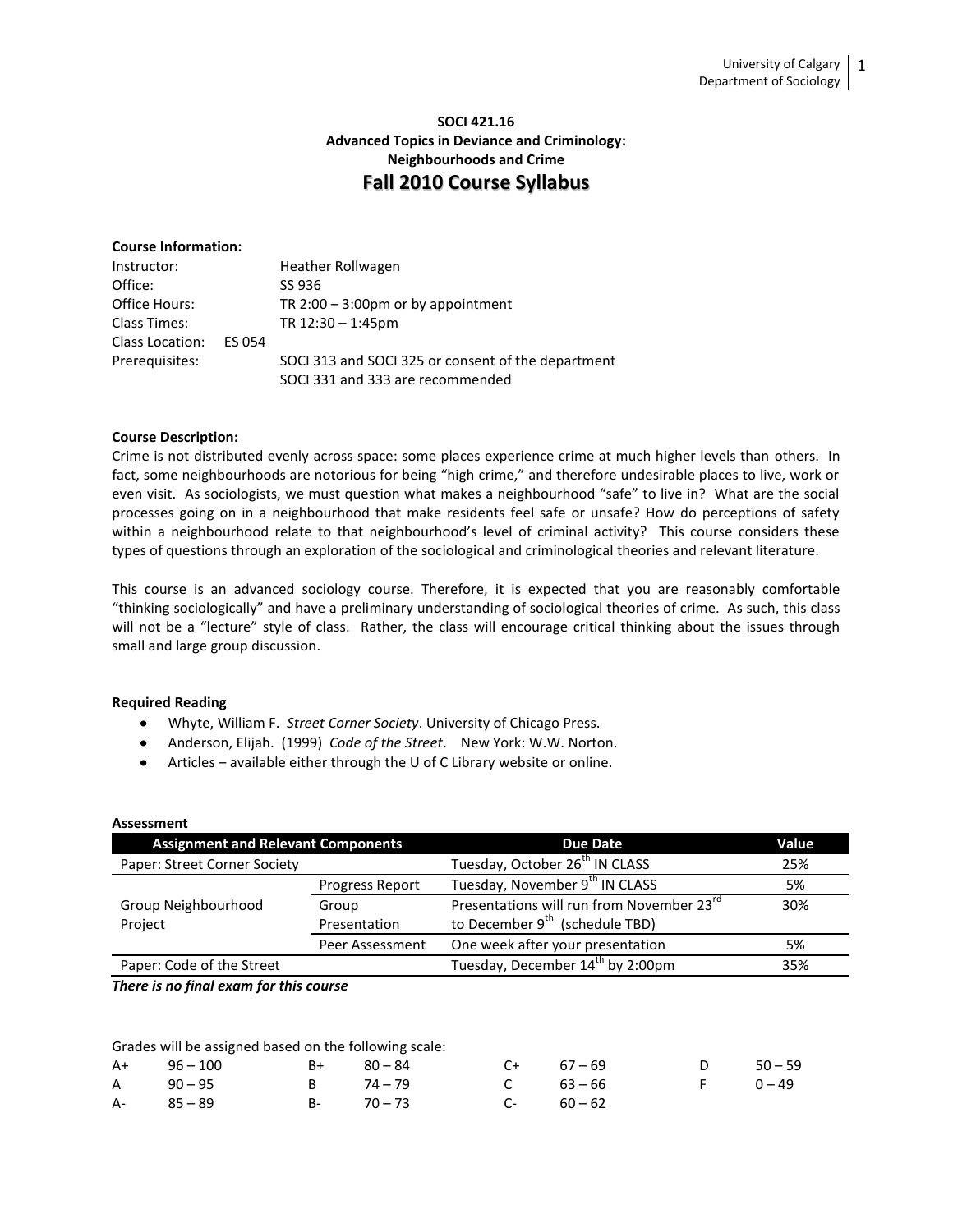**SOCI 421.16**
**Advanced Topics in Deviance and Criminology:**
**Neighbourhoods and Crime**

# Fall 2010 Course Syllabus

**Course Information:**

| | |
|---|---|
| Instructor: | Heather Rollwagen |
| Office: | SS 936 |
| Office Hours: | TR 2:00 – 3:00pm or by appointment |
| Class Times: | TR 12:30 – 1:45pm |
| Class Location: | ES 054 |
| Prerequisites: | SOCI 313 and SOCI 325 or consent of the department<br>SOCI 331 and 333 are recommended |

**Course Description:**

Crime is not distributed evenly across space: some places experience crime at much higher levels than others. In fact, some neighbourhoods are notorious for being "high crime," and therefore undesirable places to live, work or even visit. As sociologists, we must question what makes a neighbourhood "safe" to live in? What are the social processes going on in a neighbourhood that make residents feel safe or unsafe? How do perceptions of safety within a neighbourhood relate to that neighbourhood's level of criminal activity? This course considers these types of questions through an exploration of the sociological and criminological theories and relevant literature.

This course is an advanced sociology course. Therefore, it is expected that you are reasonably comfortable "thinking sociologically" and have a preliminary understanding of sociological theories of crime. As such, this class will not be a "lecture" style of class. Rather, the class will encourage critical thinking about the issues through small and large group discussion.

**Required Reading**

- Whyte, William F. *Street Corner Society*. University of Chicago Press.
- Anderson, Elijah. (1999) *Code of the Street*. New York: W.W. Norton.
- Articles – available either through the U of C Library website or online.

**Assessment**

| Assignment and Relevant Components | | Due Date | Value |
|---|---|---|---|
| Paper: Street Corner Society | | Tuesday, October 26th IN CLASS | 25% |
| Group Neighbourhood Project | Progress Report | Tuesday, November 9th IN CLASS | 5% |
| | Group Presentation | Presentations will run from November 23rd to December 9th (schedule TBD) | 30% |
| | Peer Assessment | One week after your presentation | 5% |
| Paper: Code of the Street | | Tuesday, December 14th by 2:00pm | 35% |

***There is no final exam for this course***

Grades will be assigned based on the following scale:

| | | | | | | | | | |
|---|---|---|---|---|---|---|---|---|---|
| A+ | 96 – 100 | B+ | 80 – 84 | C+ | 67 – 69 | D | 50 – 59 | | |
| A | 90 – 95 | B | 74 – 79 | C | 63 – 66 | F | 0 – 49 | | |
| A- | 85 – 89 | B- | 70 – 73 | C- | 60 – 62 | | | | |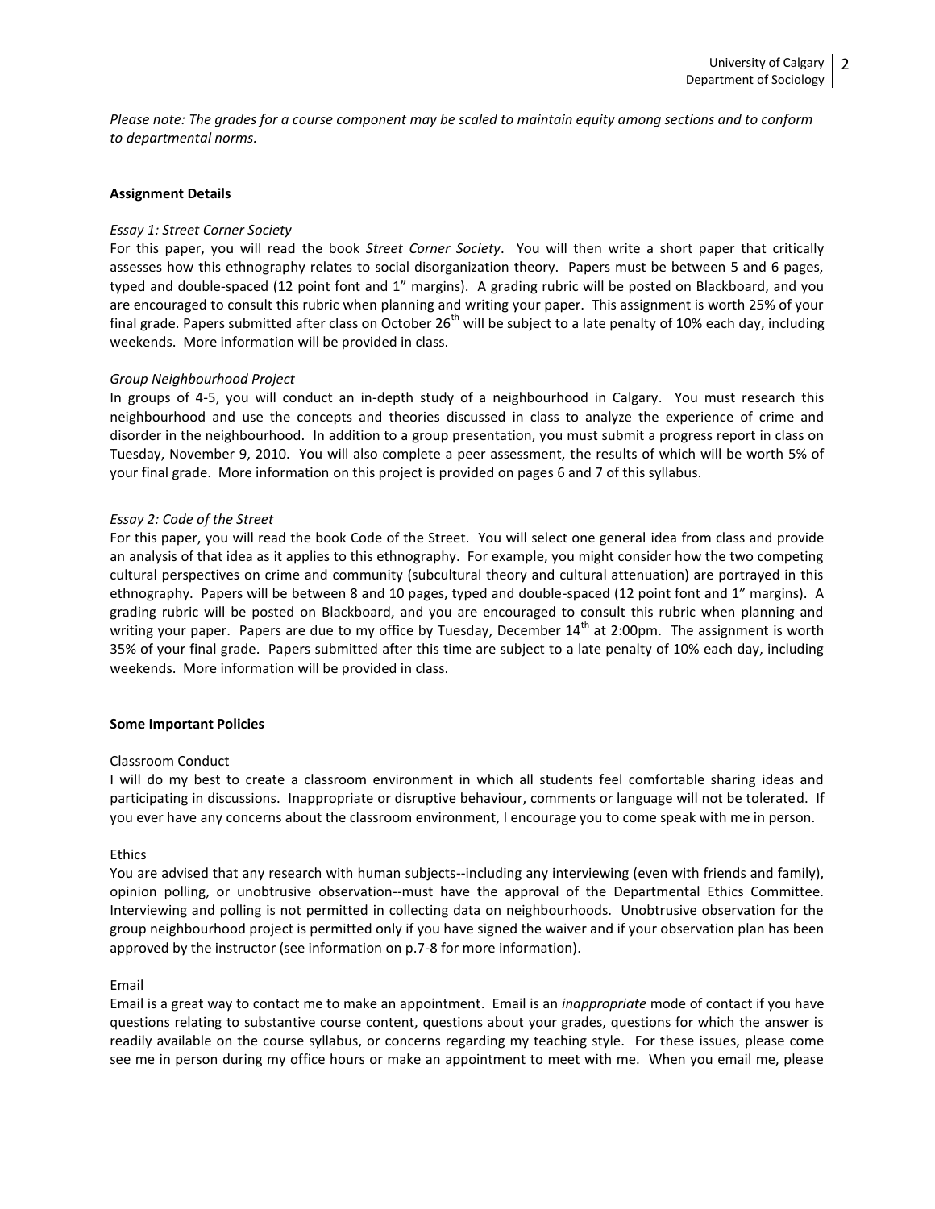*Please note: The grades for a course component may be scaled to maintain equity among sections and to conform to departmental norms.*

**Assignment Details**

*Essay 1: Street Corner Society*

For this paper, you will read the book *Street Corner Society*. You will then write a short paper that critically assesses how this ethnography relates to social disorganization theory. Papers must be between 5 and 6 pages, typed and double-spaced (12 point font and 1" margins). A grading rubric will be posted on Blackboard, and you are encouraged to consult this rubric when planning and writing your paper. This assignment is worth 25% of your final grade. Papers submitted after class on October 26th will be subject to a late penalty of 10% each day, including weekends. More information will be provided in class.

*Group Neighbourhood Project*

In groups of 4-5, you will conduct an in-depth study of a neighbourhood in Calgary. You must research this neighbourhood and use the concepts and theories discussed in class to analyze the experience of crime and disorder in the neighbourhood. In addition to a group presentation, you must submit a progress report in class on Tuesday, November 9, 2010. You will also complete a peer assessment, the results of which will be worth 5% of your final grade. More information on this project is provided on pages 6 and 7 of this syllabus.

*Essay 2: Code of the Street*

For this paper, you will read the book Code of the Street. You will select one general idea from class and provide an analysis of that idea as it applies to this ethnography. For example, you might consider how the two competing cultural perspectives on crime and community (subcultural theory and cultural attenuation) are portrayed in this ethnography. Papers will be between 8 and 10 pages, typed and double-spaced (12 point font and 1" margins). A grading rubric will be posted on Blackboard, and you are encouraged to consult this rubric when planning and writing your paper. Papers are due to my office by Tuesday, December 14th at 2:00pm. The assignment is worth 35% of your final grade. Papers submitted after this time are subject to a late penalty of 10% each day, including weekends. More information will be provided in class.

**Some Important Policies**

Classroom Conduct

I will do my best to create a classroom environment in which all students feel comfortable sharing ideas and participating in discussions. Inappropriate or disruptive behaviour, comments or language will not be tolerated. If you ever have any concerns about the classroom environment, I encourage you to come speak with me in person.

Ethics

You are advised that any research with human subjects--including any interviewing (even with friends and family), opinion polling, or unobtrusive observation--must have the approval of the Departmental Ethics Committee. Interviewing and polling is not permitted in collecting data on neighbourhoods. Unobtrusive observation for the group neighbourhood project is permitted only if you have signed the waiver and if your observation plan has been approved by the instructor (see information on p.7-8 for more information).

Email

Email is a great way to contact me to make an appointment. Email is an *inappropriate* mode of contact if you have questions relating to substantive course content, questions about your grades, questions for which the answer is readily available on the course syllabus, or concerns regarding my teaching style. For these issues, please come see me in person during my office hours or make an appointment to meet with me. When you email me, please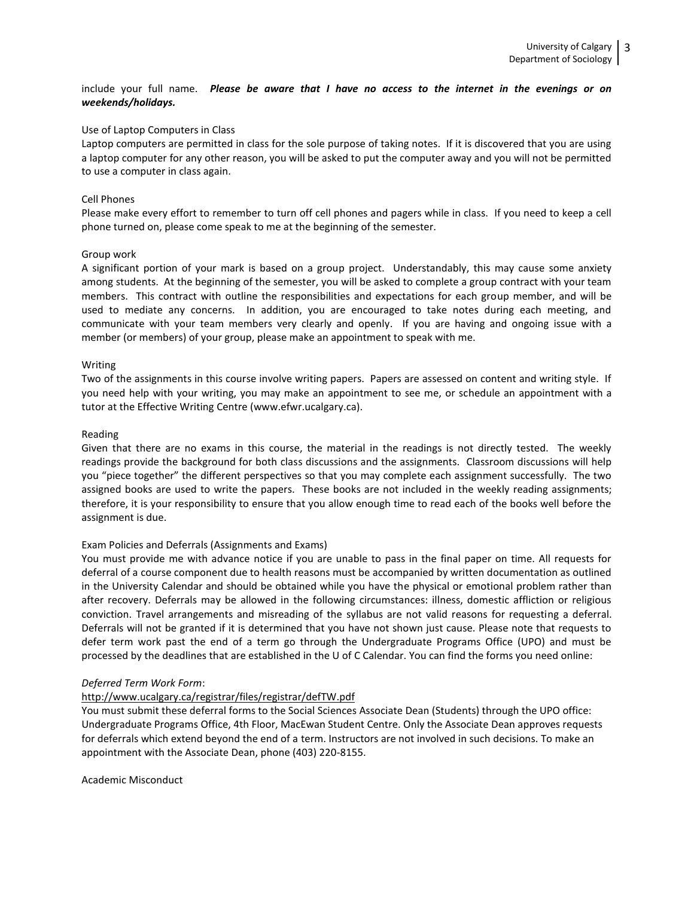include your full name. ***Please be aware that I have no access to the internet in the evenings or on weekends/holidays.***

### Use of Laptop Computers in Class

Laptop computers are permitted in class for the sole purpose of taking notes. If it is discovered that you are using a laptop computer for any other reason, you will be asked to put the computer away and you will not be permitted to use a computer in class again.

### Cell Phones

Please make every effort to remember to turn off cell phones and pagers while in class. If you need to keep a cell phone turned on, please come speak to me at the beginning of the semester.

### Group work

A significant portion of your mark is based on a group project. Understandably, this may cause some anxiety among students. At the beginning of the semester, you will be asked to complete a group contract with your team members. This contract with outline the responsibilities and expectations for each group member, and will be used to mediate any concerns. In addition, you are encouraged to take notes during each meeting, and communicate with your team members very clearly and openly. If you are having and ongoing issue with a member (or members) of your group, please make an appointment to speak with me.

### Writing

Two of the assignments in this course involve writing papers. Papers are assessed on content and writing style. If you need help with your writing, you may make an appointment to see me, or schedule an appointment with a tutor at the Effective Writing Centre (www.efwr.ucalgary.ca).

### Reading

Given that there are no exams in this course, the material in the readings is not directly tested. The weekly readings provide the background for both class discussions and the assignments. Classroom discussions will help you "piece together" the different perspectives so that you may complete each assignment successfully. The two assigned books are used to write the papers. These books are not included in the weekly reading assignments; therefore, it is your responsibility to ensure that you allow enough time to read each of the books well before the assignment is due.

### Exam Policies and Deferrals (Assignments and Exams)

You must provide me with advance notice if you are unable to pass in the final paper on time. All requests for deferral of a course component due to health reasons must be accompanied by written documentation as outlined in the University Calendar and should be obtained while you have the physical or emotional problem rather than after recovery. Deferrals may be allowed in the following circumstances: illness, domestic affliction or religious conviction. Travel arrangements and misreading of the syllabus are not valid reasons for requesting a deferral. Deferrals will not be granted if it is determined that you have not shown just cause. Please note that requests to defer term work past the end of a term go through the Undergraduate Programs Office (UPO) and must be processed by the deadlines that are established in the U of C Calendar. You can find the forms you need online:

*Deferred Term Work Form*:

http://www.ucalgary.ca/registrar/files/registrar/defTW.pdf

You must submit these deferral forms to the Social Sciences Associate Dean (Students) through the UPO office: Undergraduate Programs Office, 4th Floor, MacEwan Student Centre. Only the Associate Dean approves requests for deferrals which extend beyond the end of a term. Instructors are not involved in such decisions. To make an appointment with the Associate Dean, phone (403) 220-8155.

### Academic Misconduct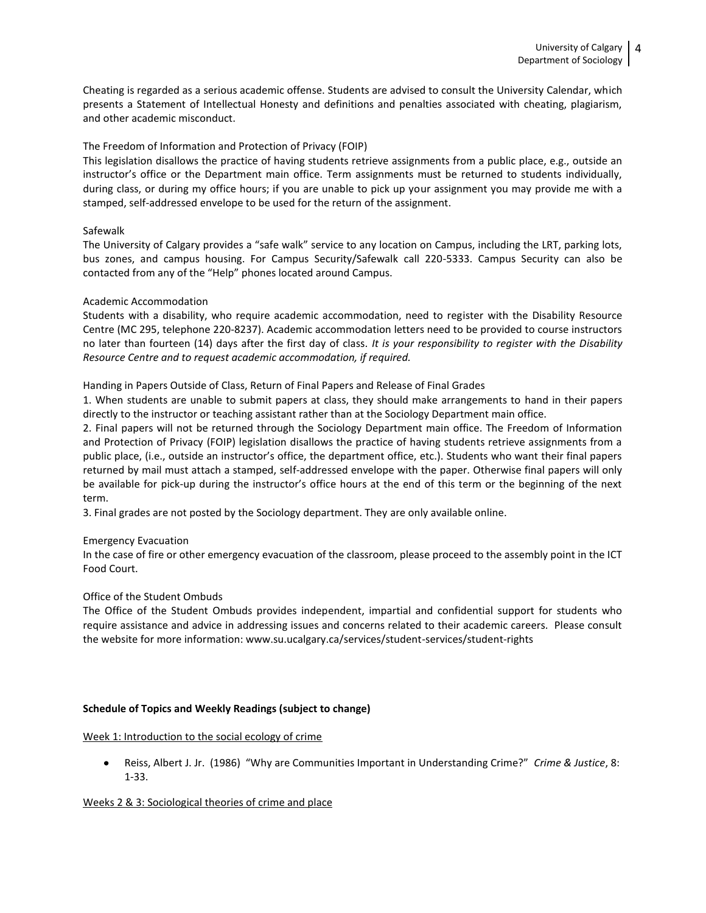Cheating is regarded as a serious academic offense. Students are advised to consult the University Calendar, which presents a Statement of Intellectual Honesty and definitions and penalties associated with cheating, plagiarism, and other academic misconduct.

The Freedom of Information and Protection of Privacy (FOIP)
This legislation disallows the practice of having students retrieve assignments from a public place, e.g., outside an instructor's office or the Department main office. Term assignments must be returned to students individually, during class, or during my office hours; if you are unable to pick up your assignment you may provide me with a stamped, self-addressed envelope to be used for the return of the assignment.

Safewalk
The University of Calgary provides a "safe walk" service to any location on Campus, including the LRT, parking lots, bus zones, and campus housing. For Campus Security/Safewalk call 220-5333. Campus Security can also be contacted from any of the "Help" phones located around Campus.

Academic Accommodation
Students with a disability, who require academic accommodation, need to register with the Disability Resource Centre (MC 295, telephone 220-8237). Academic accommodation letters need to be provided to course instructors no later than fourteen (14) days after the first day of class. *It is your responsibility to register with the Disability Resource Centre and to request academic accommodation, if required.*

Handing in Papers Outside of Class, Return of Final Papers and Release of Final Grades
1. When students are unable to submit papers at class, they should make arrangements to hand in their papers directly to the instructor or teaching assistant rather than at the Sociology Department main office.
2. Final papers will not be returned through the Sociology Department main office. The Freedom of Information and Protection of Privacy (FOIP) legislation disallows the practice of having students retrieve assignments from a public place, (i.e., outside an instructor's office, the department office, etc.). Students who want their final papers returned by mail must attach a stamped, self-addressed envelope with the paper. Otherwise final papers will only be available for pick-up during the instructor's office hours at the end of this term or the beginning of the next term.
3. Final grades are not posted by the Sociology department. They are only available online.

Emergency Evacuation
In the case of fire or other emergency evacuation of the classroom, please proceed to the assembly point in the ICT Food Court.

Office of the Student Ombuds
The Office of the Student Ombuds provides independent, impartial and confidential support for students who require assistance and advice in addressing issues and concerns related to their academic careers. Please consult the website for more information: www.su.ucalgary.ca/services/student-services/student-rights

**Schedule of Topics and Weekly Readings (subject to change)**

<u>Week 1: Introduction to the social ecology of crime</u>

- Reiss, Albert J. Jr. (1986) "Why are Communities Important in Understanding Crime?" *Crime & Justice*, 8: 1-33.

<u>Weeks 2 & 3: Sociological theories of crime and place</u>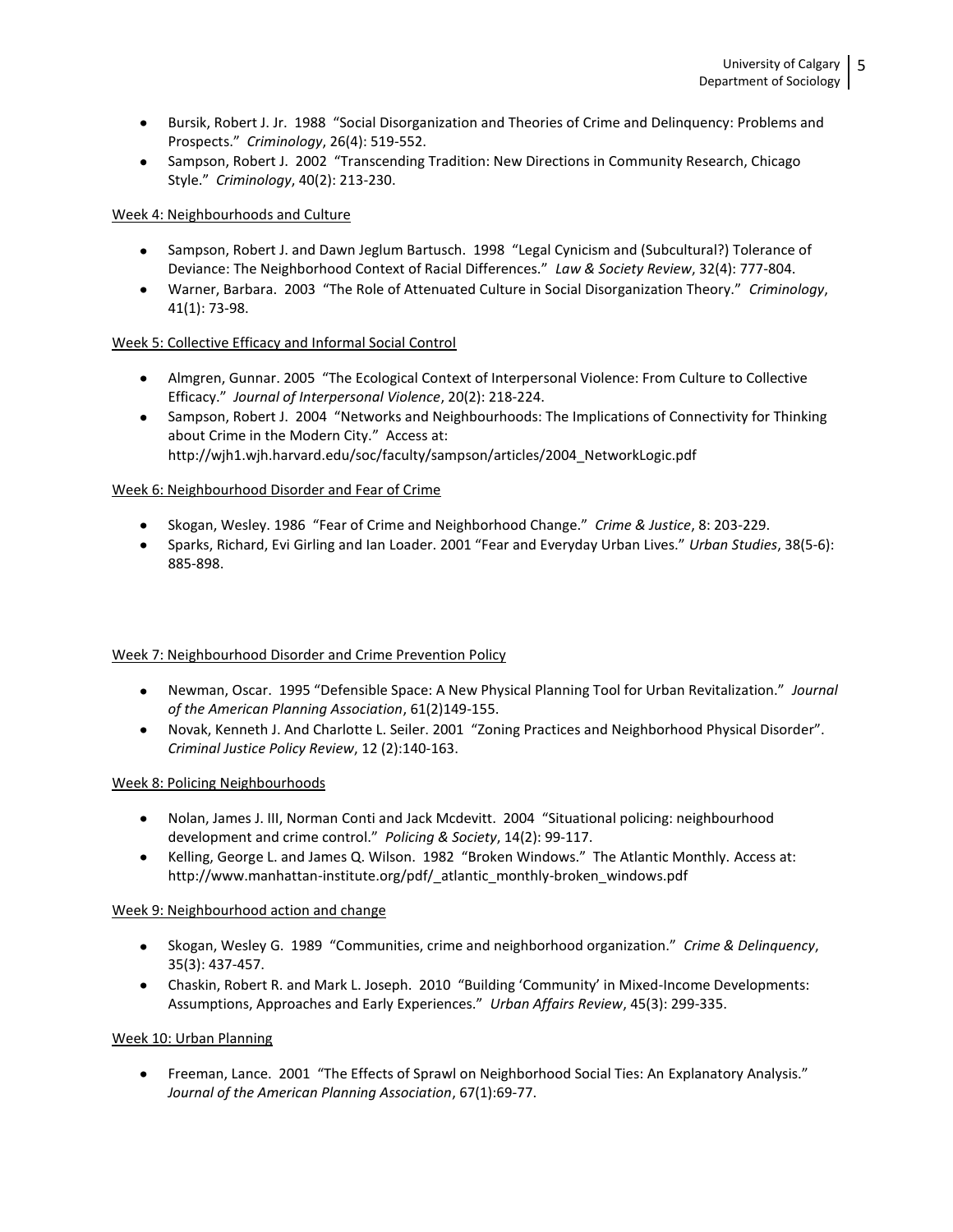- Bursik, Robert J. Jr. 1988 "Social Disorganization and Theories of Crime and Delinquency: Problems and Prospects." *Criminology*, 26(4): 519-552.
- Sampson, Robert J. 2002 "Transcending Tradition: New Directions in Community Research, Chicago Style." *Criminology*, 40(2): 213-230.

Week 4: Neighbourhoods and Culture

- Sampson, Robert J. and Dawn Jeglum Bartusch. 1998 "Legal Cynicism and (Subcultural?) Tolerance of Deviance: The Neighborhood Context of Racial Differences." *Law & Society Review*, 32(4): 777-804.
- Warner, Barbara. 2003 "The Role of Attenuated Culture in Social Disorganization Theory." *Criminology*, 41(1): 73-98.

Week 5: Collective Efficacy and Informal Social Control

- Almgren, Gunnar. 2005 "The Ecological Context of Interpersonal Violence: From Culture to Collective Efficacy." *Journal of Interpersonal Violence*, 20(2): 218-224.
- Sampson, Robert J. 2004 "Networks and Neighbourhoods: The Implications of Connectivity for Thinking about Crime in the Modern City." Access at: http://wjh1.wjh.harvard.edu/soc/faculty/sampson/articles/2004_NetworkLogic.pdf

Week 6: Neighbourhood Disorder and Fear of Crime

- Skogan, Wesley. 1986 "Fear of Crime and Neighborhood Change." *Crime & Justice*, 8: 203-229.
- Sparks, Richard, Evi Girling and Ian Loader. 2001 "Fear and Everyday Urban Lives." *Urban Studies*, 38(5-6): 885-898.

Week 7: Neighbourhood Disorder and Crime Prevention Policy

- Newman, Oscar. 1995 "Defensible Space: A New Physical Planning Tool for Urban Revitalization." *Journal of the American Planning Association*, 61(2)149-155.
- Novak, Kenneth J. And Charlotte L. Seiler. 2001 "Zoning Practices and Neighborhood Physical Disorder". *Criminal Justice Policy Review*, 12 (2):140-163.

Week 8: Policing Neighbourhoods

- Nolan, James J. III, Norman Conti and Jack Mcdevitt. 2004 "Situational policing: neighbourhood development and crime control." *Policing & Society*, 14(2): 99-117.
- Kelling, George L. and James Q. Wilson. 1982 "Broken Windows." The Atlantic Monthly. Access at: http://www.manhattan-institute.org/pdf/_atlantic_monthly-broken_windows.pdf

Week 9: Neighbourhood action and change

- Skogan, Wesley G. 1989 "Communities, crime and neighborhood organization." *Crime & Delinquency*, 35(3): 437-457.
- Chaskin, Robert R. and Mark L. Joseph. 2010 "Building 'Community' in Mixed-Income Developments: Assumptions, Approaches and Early Experiences." *Urban Affairs Review*, 45(3): 299-335.

Week 10: Urban Planning

- Freeman, Lance. 2001 "The Effects of Sprawl on Neighborhood Social Ties: An Explanatory Analysis." *Journal of the American Planning Association*, 67(1):69-77.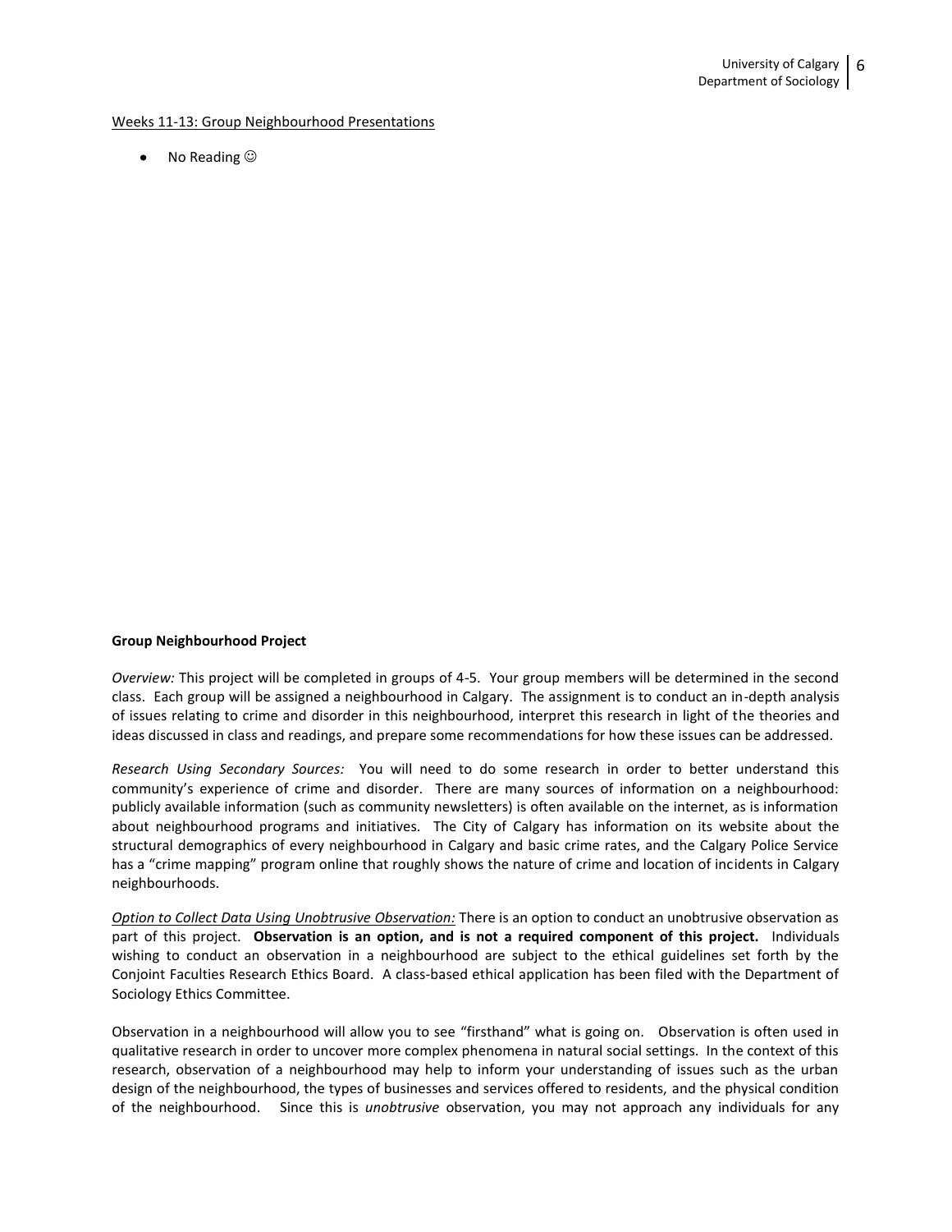Weeks 11-13: Group Neighbourhood Presentations

- No Reading ☺

**Group Neighbourhood Project**

*Overview:* This project will be completed in groups of 4-5. Your group members will be determined in the second class. Each group will be assigned a neighbourhood in Calgary. The assignment is to conduct an in-depth analysis of issues relating to crime and disorder in this neighbourhood, interpret this research in light of the theories and ideas discussed in class and readings, and prepare some recommendations for how these issues can be addressed.

*Research Using Secondary Sources:* You will need to do some research in order to better understand this community's experience of crime and disorder. There are many sources of information on a neighbourhood: publicly available information (such as community newsletters) is often available on the internet, as is information about neighbourhood programs and initiatives. The City of Calgary has information on its website about the structural demographics of every neighbourhood in Calgary and basic crime rates, and the Calgary Police Service has a "crime mapping" program online that roughly shows the nature of crime and location of incidents in Calgary neighbourhoods.

*Option to Collect Data Using Unobtrusive Observation:* There is an option to conduct an unobtrusive observation as part of this project. **Observation is an option, and is not a required component of this project.** Individuals wishing to conduct an observation in a neighbourhood are subject to the ethical guidelines set forth by the Conjoint Faculties Research Ethics Board. A class-based ethical application has been filed with the Department of Sociology Ethics Committee.

Observation in a neighbourhood will allow you to see "firsthand" what is going on. Observation is often used in qualitative research in order to uncover more complex phenomena in natural social settings. In the context of this research, observation of a neighbourhood may help to inform your understanding of issues such as the urban design of the neighbourhood, the types of businesses and services offered to residents, and the physical condition of the neighbourhood. Since this is *unobtrusive* observation, you may not approach any individuals for any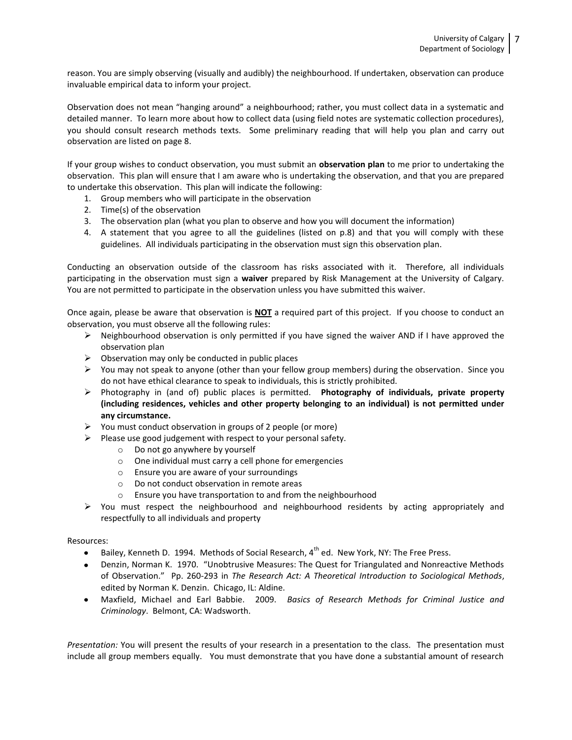reason. You are simply observing (visually and audibly) the neighbourhood. If undertaken, observation can produce invaluable empirical data to inform your project.

Observation does not mean "hanging around" a neighbourhood; rather, you must collect data in a systematic and detailed manner. To learn more about how to collect data (using field notes are systematic collection procedures), you should consult research methods texts. Some preliminary reading that will help you plan and carry out observation are listed on page 8.

If your group wishes to conduct observation, you must submit an **observation plan** to me prior to undertaking the observation. This plan will ensure that I am aware who is undertaking the observation, and that you are prepared to undertake this observation. This plan will indicate the following:

1. Group members who will participate in the observation
2. Time(s) of the observation
3. The observation plan (what you plan to observe and how you will document the information)
4. A statement that you agree to all the guidelines (listed on p.8) and that you will comply with these guidelines. All individuals participating in the observation must sign this observation plan.

Conducting an observation outside of the classroom has risks associated with it. Therefore, all individuals participating in the observation must sign a **waiver** prepared by Risk Management at the University of Calgary. You are not permitted to participate in the observation unless you have submitted this waiver.

Once again, please be aware that observation is <u>**NOT**</u> a required part of this project. If you choose to conduct an observation, you must observe all the following rules:

- Neighbourhood observation is only permitted if you have signed the waiver AND if I have approved the observation plan
- Observation may only be conducted in public places
- You may not speak to anyone (other than your fellow group members) during the observation. Since you do not have ethical clearance to speak to individuals, this is strictly prohibited.
- Photography in (and of) public places is permitted. **Photography of individuals, private property (including residences, vehicles and other property belonging to an individual) is not permitted under any circumstance.**
- You must conduct observation in groups of 2 people (or more)
- Please use good judgement with respect to your personal safety.
  - Do not go anywhere by yourself
  - One individual must carry a cell phone for emergencies
  - Ensure you are aware of your surroundings
  - Do not conduct observation in remote areas
  - Ensure you have transportation to and from the neighbourhood
- You must respect the neighbourhood and neighbourhood residents by acting appropriately and respectfully to all individuals and property

Resources:

- Bailey, Kenneth D. 1994. Methods of Social Research, 4th ed. New York, NY: The Free Press.
- Denzin, Norman K. 1970. "Unobtrusive Measures: The Quest for Triangulated and Nonreactive Methods of Observation." Pp. 260-293 in *The Research Act: A Theoretical Introduction to Sociological Methods*, edited by Norman K. Denzin. Chicago, IL: Aldine.
- Maxfield, Michael and Earl Babbie. 2009. *Basics of Research Methods for Criminal Justice and Criminology*. Belmont, CA: Wadsworth.

*Presentation:* You will present the results of your research in a presentation to the class. The presentation must include all group members equally. You must demonstrate that you have done a substantial amount of research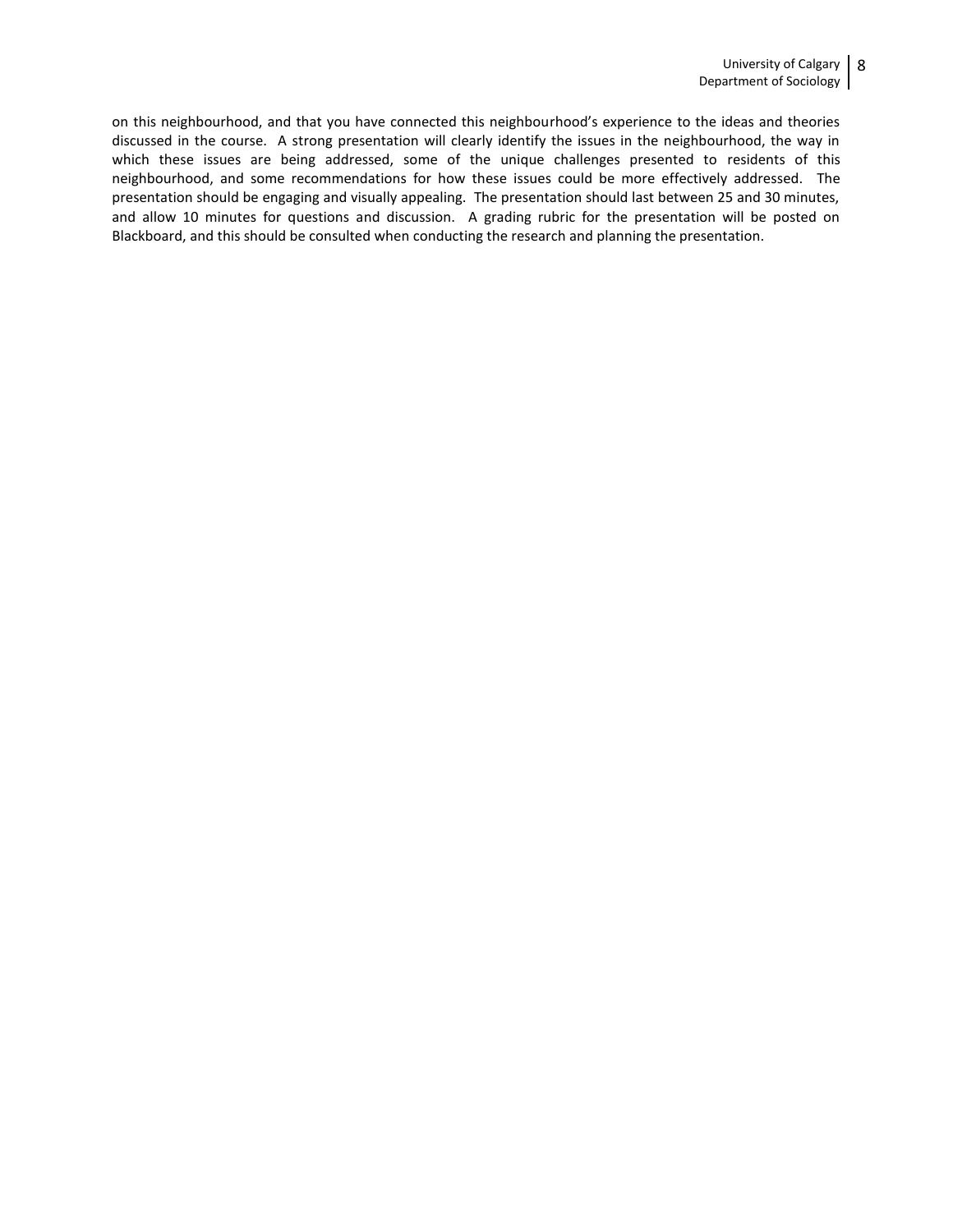on this neighbourhood, and that you have connected this neighbourhood's experience to the ideas and theories discussed in the course. A strong presentation will clearly identify the issues in the neighbourhood, the way in which these issues are being addressed, some of the unique challenges presented to residents of this neighbourhood, and some recommendations for how these issues could be more effectively addressed. The presentation should be engaging and visually appealing. The presentation should last between 25 and 30 minutes, and allow 10 minutes for questions and discussion. A grading rubric for the presentation will be posted on Blackboard, and this should be consulted when conducting the research and planning the presentation.